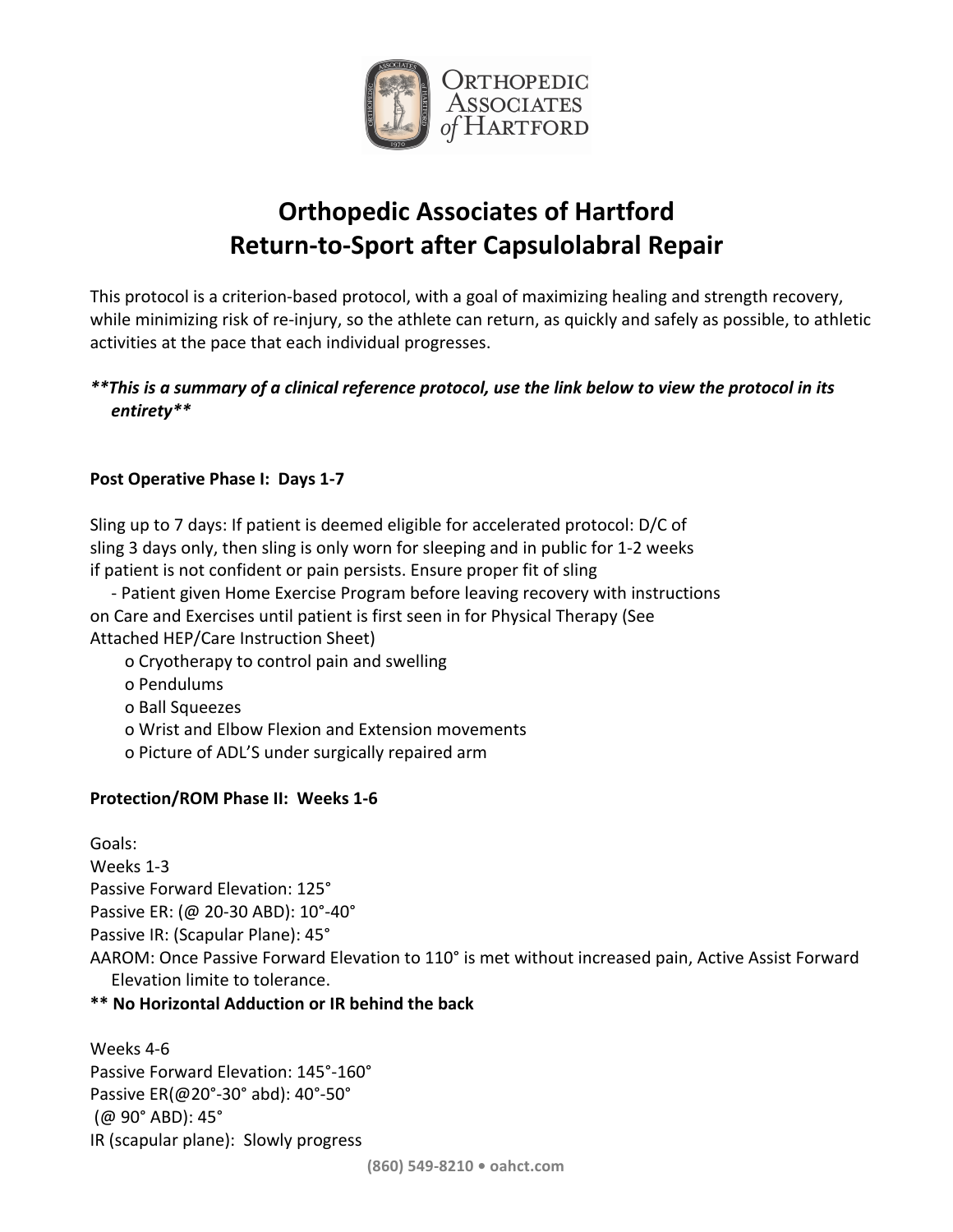# Orthopedic Associates of Hartford
# Return-to-Sport after Capsulolabral Repair

This protocol is a criterion-based protocol, with a goal of maximizing healing and strength recovery, while minimizing risk of re-injury, so the athlete can return, as quickly and safely as possible, to athletic activities at the pace that each individual progresses.

***\*\*This is a summary of a clinical reference protocol, use the link below to view the protocol in its entirety\*\****

**Post Operative Phase I: Days 1-7**

Sling up to 7 days: If patient is deemed eligible for accelerated protocol: D/C of sling 3 days only, then sling is only worn for sleeping and in public for 1-2 weeks if patient is not confident or pain persists. Ensure proper fit of sling

- Patient given Home Exercise Program before leaving recovery with instructions on Care and Exercises until patient is first seen in for Physical Therapy (See Attached HEP/Care Instruction Sheet)
  - o Cryotherapy to control pain and swelling
  - o Pendulums
  - o Ball Squeezes
  - o Wrist and Elbow Flexion and Extension movements
  - o Picture of ADL'S under surgically repaired arm

**Protection/ROM Phase II: Weeks 1-6**

Goals:
Weeks 1-3
Passive Forward Elevation: 125°
Passive ER: (@ 20-30 ABD): 10°-40°
Passive IR: (Scapular Plane): 45°
AAROM: Once Passive Forward Elevation to 110° is met without increased pain, Active Assist Forward Elevation limite to tolerance.
**\*\* No Horizontal Adduction or IR behind the back**

Weeks 4-6
Passive Forward Elevation: 145°-160°
Passive ER(@20°-30° abd): 40°-50°
(@ 90° ABD): 45°
IR (scapular plane): Slowly progress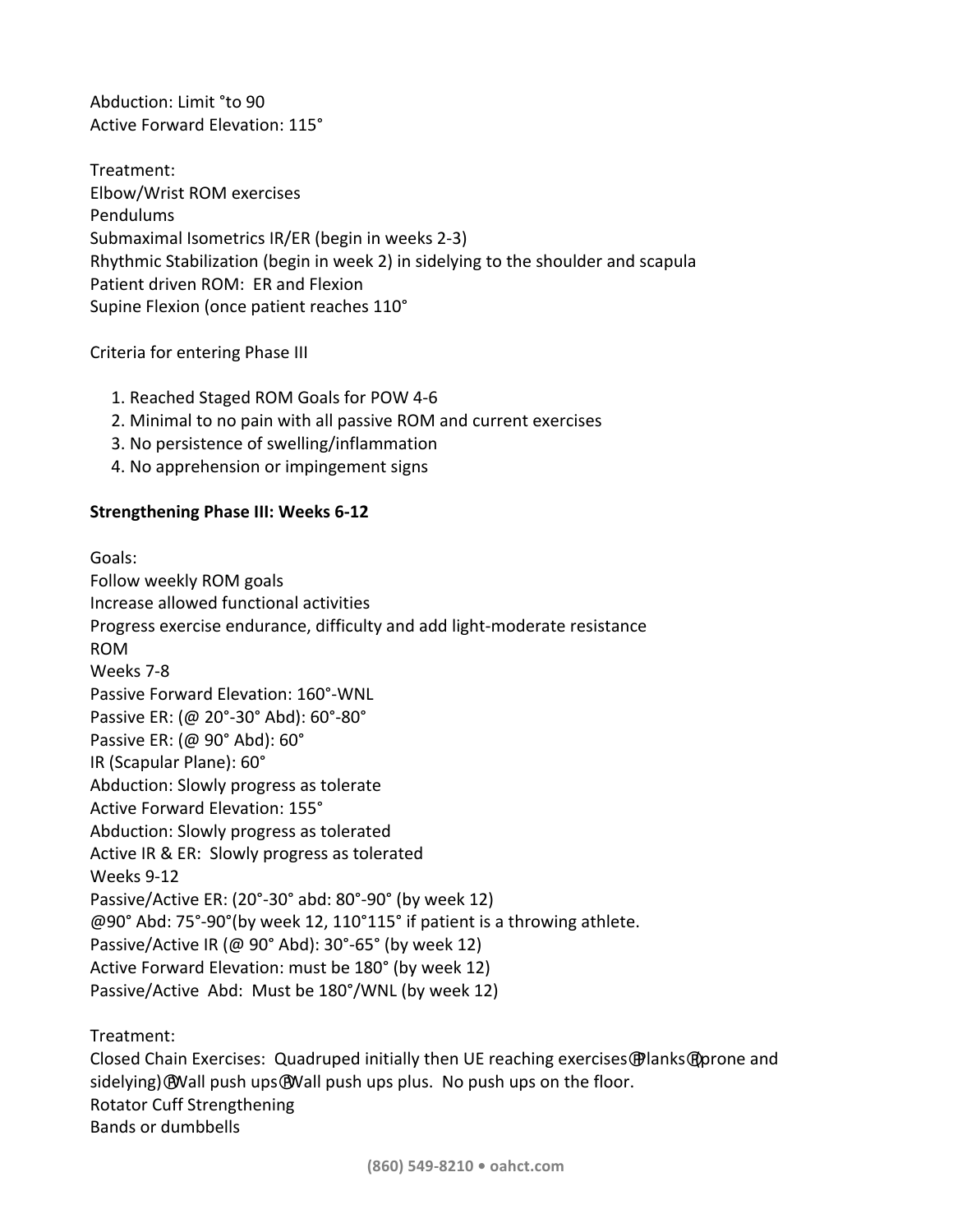Abduction: Limit °to 90
Active Forward Elevation: 115°

Treatment:
Elbow/Wrist ROM exercises
Pendulums
Submaximal Isometrics IR/ER (begin in weeks 2-3)
Rhythmic Stabilization (begin in week 2) in sidelying to the shoulder and scapula
Patient driven ROM: ER and Flexion
Supine Flexion (once patient reaches 110°

Criteria for entering Phase III

1. Reached Staged ROM Goals for POW 4-6
2. Minimal to no pain with all passive ROM and current exercises
3. No persistence of swelling/inflammation
4. No apprehension or impingement signs

**Strengthening Phase III: Weeks 6-12**

Goals:
Follow weekly ROM goals
Increase allowed functional activities
Progress exercise endurance, difficulty and add light-moderate resistance
ROM
Weeks 7-8
Passive Forward Elevation: 160°-WNL
Passive ER: (@ 20°-30° Abd): 60°-80°
Passive ER: (@ 90° Abd): 60°
IR (Scapular Plane): 60°
Abduction: Slowly progress as tolerate
Active Forward Elevation: 155°
Abduction: Slowly progress as tolerated
Active IR & ER: Slowly progress as tolerated
Weeks 9-12
Passive/Active ER: (20°-30° abd: 80°-90° (by week 12)
@90° Abd: 75°-90°(by week 12, 110°115° if patient is a throwing athlete.
Passive/Active IR (@ 90° Abd): 30°-65° (by week 12)
Active Forward Elevation: must be 180° (by week 12)
Passive/Active Abd: Must be 180°/WNL (by week 12)

Treatment:
Closed Chain Exercises: Quadruped initially then UE reaching exercises Planks (prone and sidelying) Wall push ups Wall push ups plus. No push ups on the floor.
Rotator Cuff Strengthening
Bands or dumbbells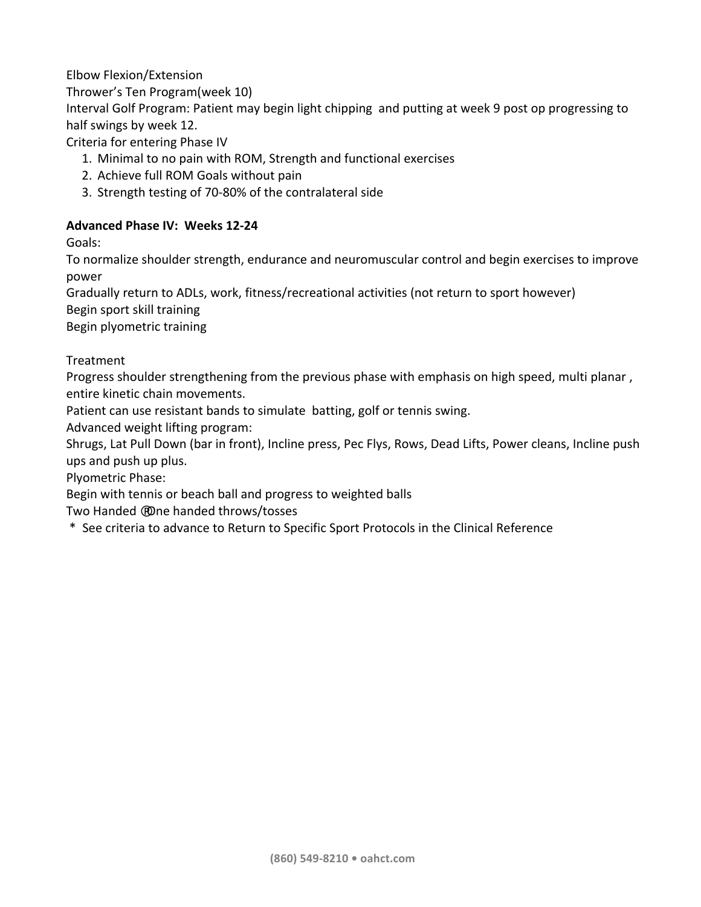Elbow Flexion/Extension

Thrower's Ten Program(week 10)

Interval Golf Program: Patient may begin light chipping and putting at week 9 post op progressing to half swings by week 12.

Criteria for entering Phase IV

1. Minimal to no pain with ROM, Strength and functional exercises
2. Achieve full ROM Goals without pain
3. Strength testing of 70-80% of the contralateral side

**Advanced Phase IV: Weeks 12-24**

Goals:

To normalize shoulder strength, endurance and neuromuscular control and begin exercises to improve power

Gradually return to ADLs, work, fitness/recreational activities (not return to sport however)

Begin sport skill training

Begin plyometric training

Treatment

Progress shoulder strengthening from the previous phase with emphasis on high speed, multi planar , entire kinetic chain movements.

Patient can use resistant bands to simulate batting, golf or tennis swing.

Advanced weight lifting program:

Shrugs, Lat Pull Down (bar in front), Incline press, Pec Flys, Rows, Dead Lifts, Power cleans, Incline push ups and push up plus.

Plyometric Phase:

Begin with tennis or beach ball and progress to weighted balls

Two Handed ®One handed throws/tosses

* See criteria to advance to Return to Specific Sport Protocols in the Clinical Reference